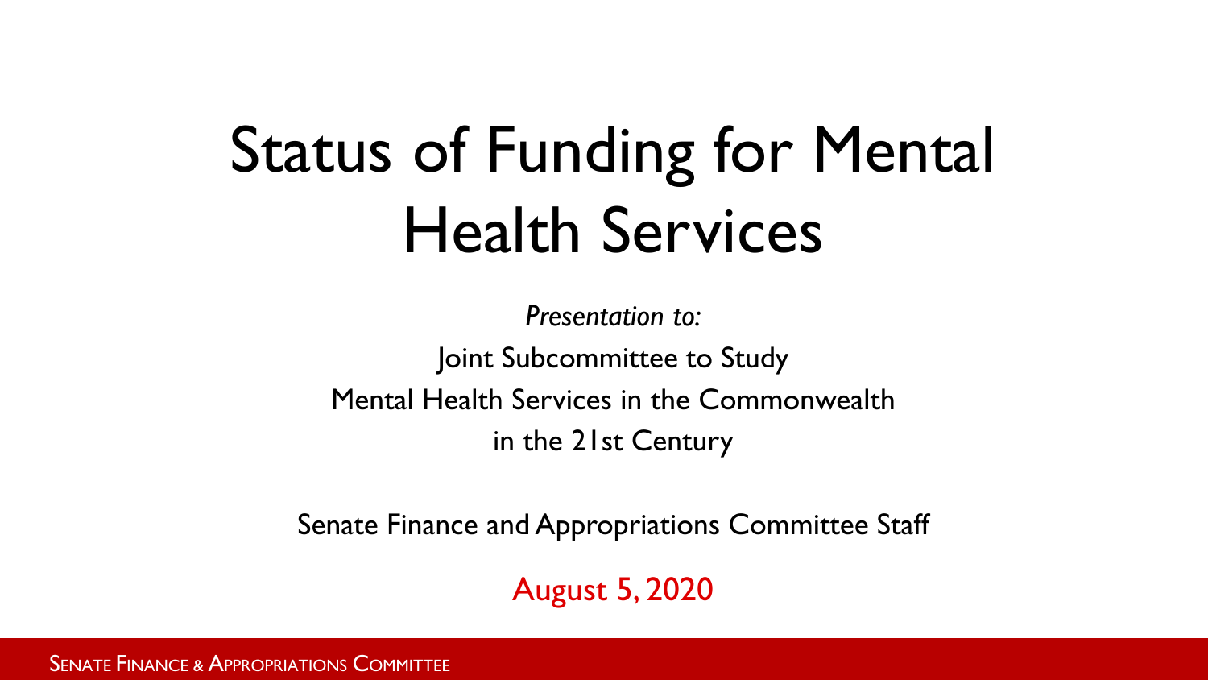# Status of Funding for Mental Health Services

*Presentation to:*

Joint Subcommittee to Study
Mental Health Services in the Commonwealth
in the 21st Century

Senate Finance and Appropriations Committee Staff

August 5, 2020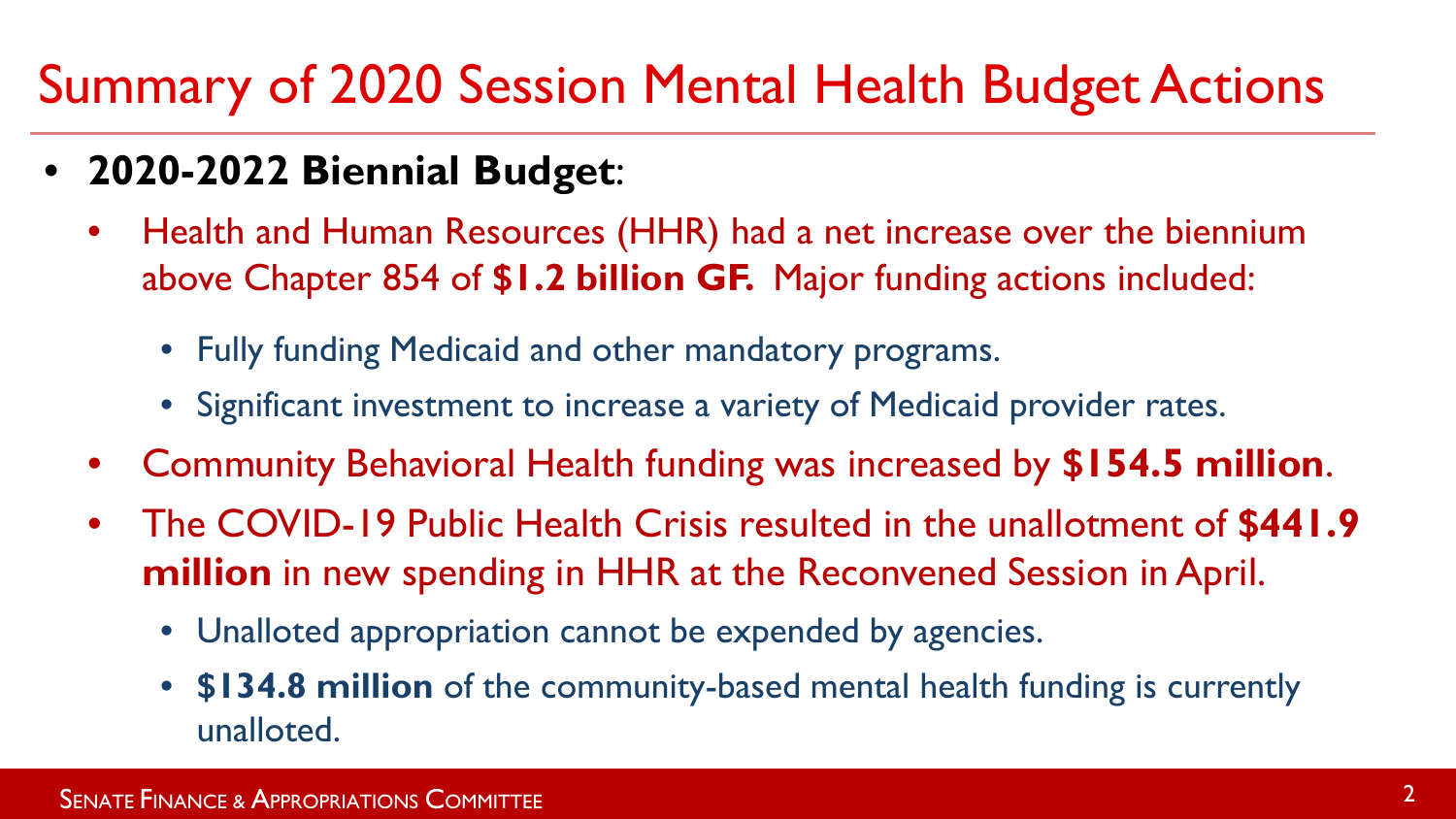# Summary of 2020 Session Mental Health Budget Actions

- **2020-2022 Biennial Budget**:
  - Health and Human Resources (HHR) had a net increase over the biennium above Chapter 854 of **$1.2 billion GF.** Major funding actions included:
    - Fully funding Medicaid and other mandatory programs.
    - Significant investment to increase a variety of Medicaid provider rates.
  - Community Behavioral Health funding was increased by **$154.5 million**.
  - The COVID-19 Public Health Crisis resulted in the unallotment of **$441.9 million** in new spending in HHR at the Reconvened Session in April.
    - Unalloted appropriation cannot be expended by agencies.
    - **$134.8 million** of the community-based mental health funding is currently unalloted.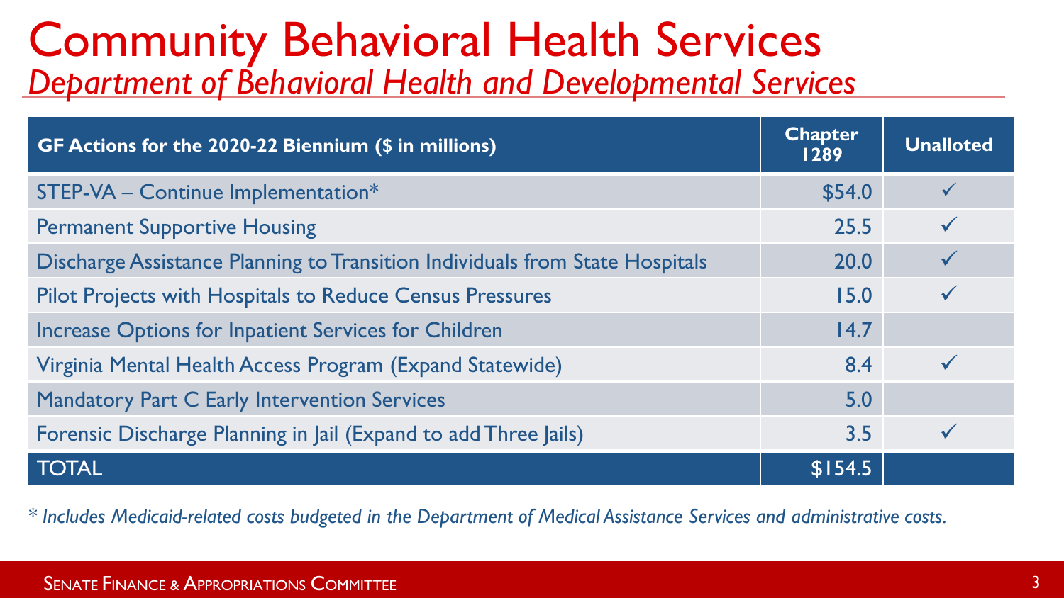# Community Behavioral Health Services

## *Department of Behavioral Health and Developmental Services*

| GF Actions for the 2020-22 Biennium ($ in millions) | Chapter 1289 | Unalloted |
|---|---|---|
| STEP-VA – Continue Implementation* | $54.0 | ✓ |
| Permanent Supportive Housing | 25.5 | ✓ |
| Discharge Assistance Planning to Transition Individuals from State Hospitals | 20.0 | ✓ |
| Pilot Projects with Hospitals to Reduce Census Pressures | 15.0 | ✓ |
| Increase Options for Inpatient Services for Children | 14.7 | |
| Virginia Mental Health Access Program (Expand Statewide) | 8.4 | ✓ |
| Mandatory Part C Early Intervention Services | 5.0 | |
| Forensic Discharge Planning in Jail (Expand to add Three Jails) | 3.5 | ✓ |
| TOTAL | $154.5 | |

*\* Includes Medicaid-related costs budgeted in the Department of Medical Assistance Services and administrative costs.*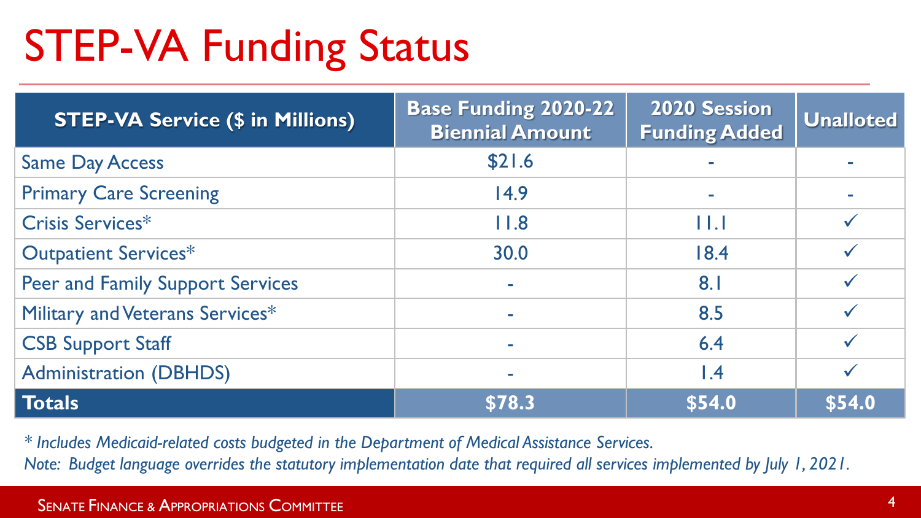# STEP-VA Funding Status

| STEP-VA Service ($ in Millions) | Base Funding 2020-22 Biennial Amount | 2020 Session Funding Added | Unalloted |
|---|---|---|---|
| Same Day Access | $21.6 | - | - |
| Primary Care Screening | 14.9 | - | - |
| Crisis Services* | 11.8 | 11.1 | ✓ |
| Outpatient Services* | 30.0 | 18.4 | ✓ |
| Peer and Family Support Services | - | 8.1 | ✓ |
| Military and Veterans Services* | - | 8.5 | ✓ |
| CSB Support Staff | - | 6.4 | ✓ |
| Administration (DBHDS) | - | 1.4 | ✓ |
| **Totals** | **$78.3** | **$54.0** | **$54.0** |

*\* Includes Medicaid-related costs budgeted in the Department of Medical Assistance Services.*

*Note: Budget language overrides the statutory implementation date that required all services implemented by July 1, 2021.*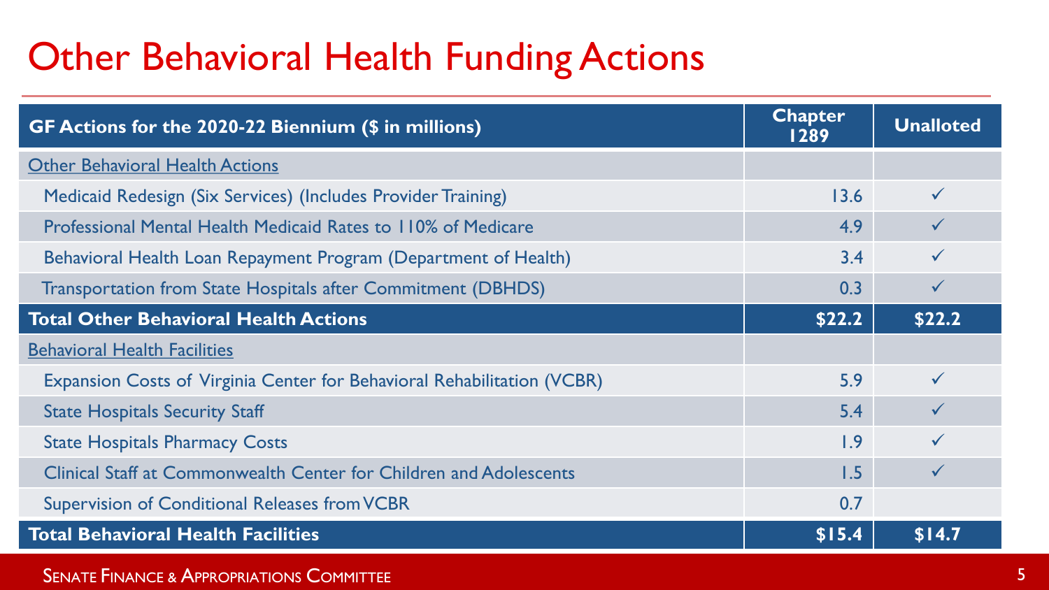# Other Behavioral Health Funding Actions

| GF Actions for the 2020-22 Biennium ($ in millions) | Chapter 1289 | Unalloted |
|---|---|---|
| Other Behavioral Health Actions | | |
| Medicaid Redesign (Six Services) (Includes Provider Training) | 13.6 | ✓ |
| Professional Mental Health Medicaid Rates to 110% of Medicare | 4.9 | ✓ |
| Behavioral Health Loan Repayment Program (Department of Health) | 3.4 | ✓ |
| Transportation from State Hospitals after Commitment (DBHDS) | 0.3 | ✓ |
| **Total Other Behavioral Health Actions** | **$22.2** | **$22.2** |
| Behavioral Health Facilities | | |
| Expansion Costs of Virginia Center for Behavioral Rehabilitation (VCBR) | 5.9 | ✓ |
| State Hospitals Security Staff | 5.4 | ✓ |
| State Hospitals Pharmacy Costs | 1.9 | ✓ |
| Clinical Staff at Commonwealth Center for Children and Adolescents | 1.5 | ✓ |
| Supervision of Conditional Releases from VCBR | 0.7 | |
| **Total Behavioral Health Facilities** | **$15.4** | **$14.7** |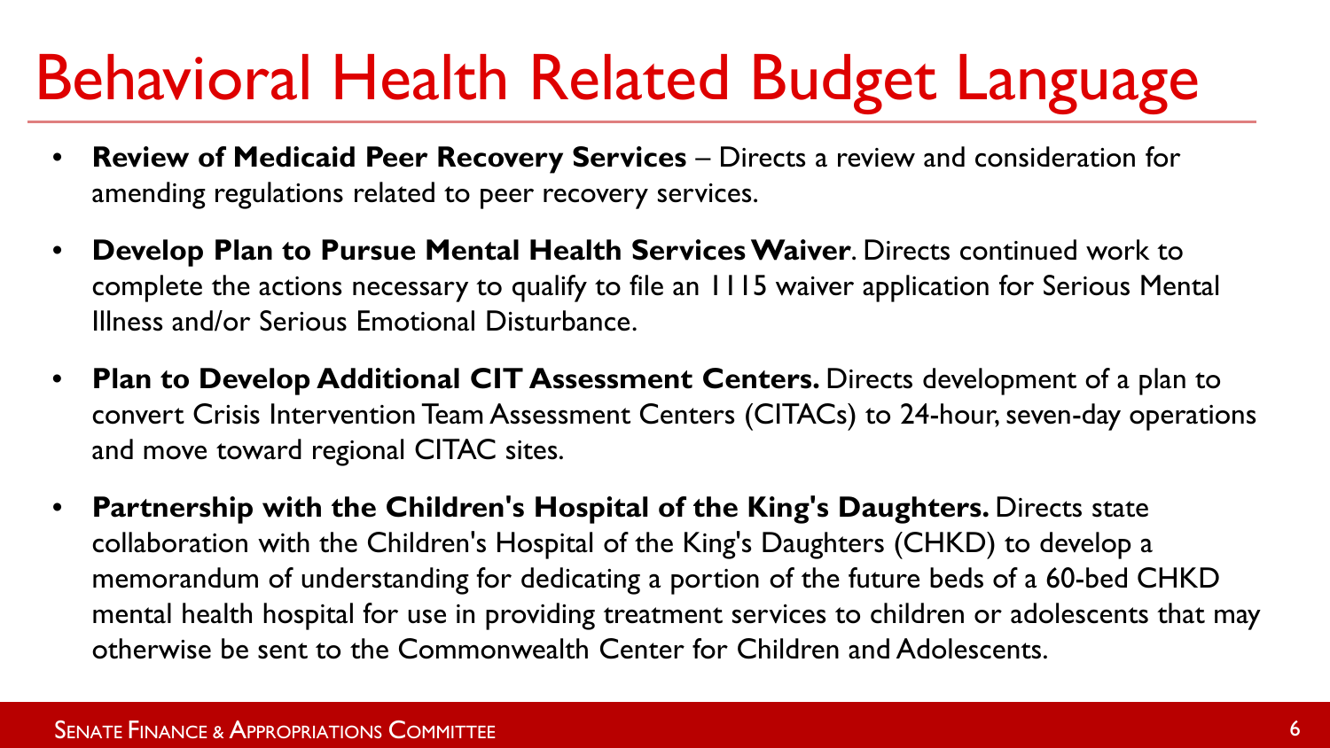# Behavioral Health Related Budget Language

- **Review of Medicaid Peer Recovery Services** – Directs a review and consideration for amending regulations related to peer recovery services.
- **Develop Plan to Pursue Mental Health Services Waiver**. Directs continued work to complete the actions necessary to qualify to file an 1115 waiver application for Serious Mental Illness and/or Serious Emotional Disturbance.
- **Plan to Develop Additional CIT Assessment Centers.** Directs development of a plan to convert Crisis Intervention Team Assessment Centers (CITACs) to 24-hour, seven-day operations and move toward regional CITAC sites.
- **Partnership with the Children's Hospital of the King's Daughters.** Directs state collaboration with the Children's Hospital of the King's Daughters (CHKD) to develop a memorandum of understanding for dedicating a portion of the future beds of a 60-bed CHKD mental health hospital for use in providing treatment services to children or adolescents that may otherwise be sent to the Commonwealth Center for Children and Adolescents.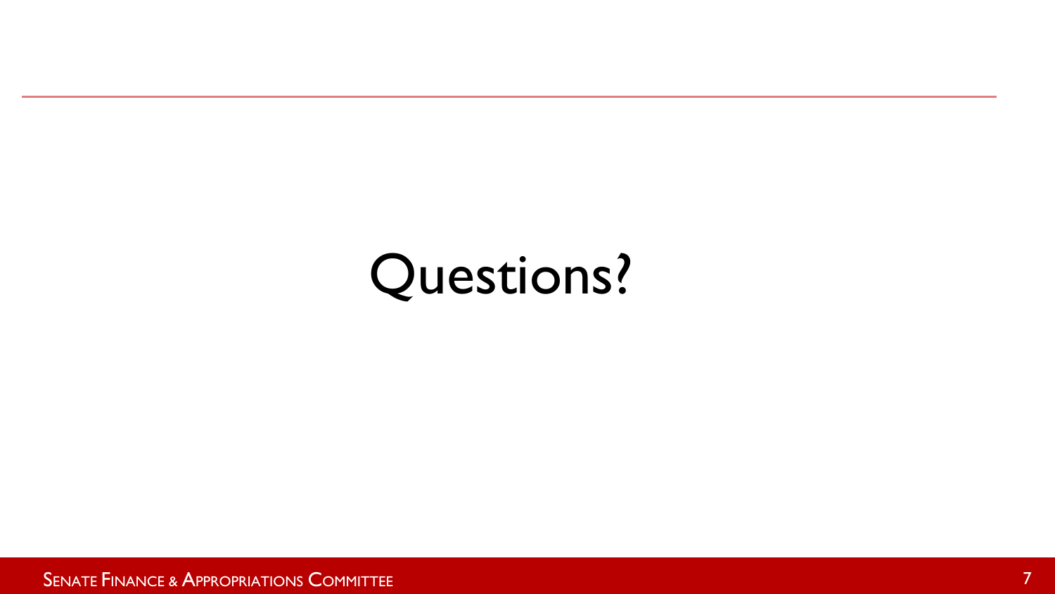# Questions?